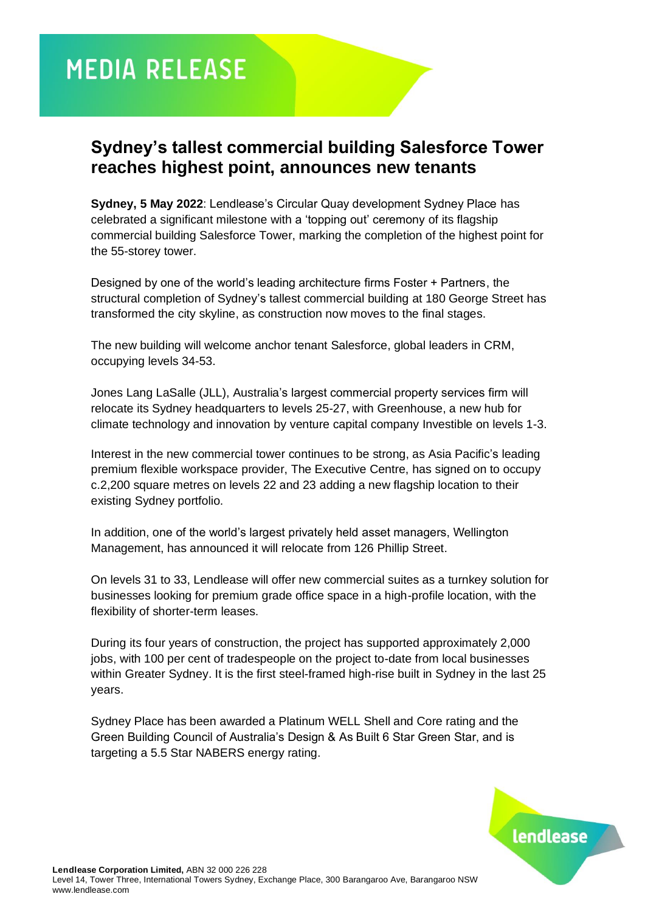# MEDIA RELEASE

## Sydney's tallest commercial building Salesforce Tower reaches highest point, announces new tenants

**Sydney, 5 May 2022**: Lendlease's Circular Quay development Sydney Place has celebrated a significant milestone with a 'topping out' ceremony of its flagship commercial building Salesforce Tower, marking the completion of the highest point for the 55-storey tower.

Designed by one of the world's leading architecture firms Foster + Partners, the structural completion of Sydney's tallest commercial building at 180 George Street has transformed the city skyline, as construction now moves to the final stages.

The new building will welcome anchor tenant Salesforce, global leaders in CRM, occupying levels 34-53.

Jones Lang LaSalle (JLL), Australia's largest commercial property services firm will relocate its Sydney headquarters to levels 25-27, with Greenhouse, a new hub for climate technology and innovation by venture capital company Investible on levels 1-3.

Interest in the new commercial tower continues to be strong, as Asia Pacific's leading premium flexible workspace provider, The Executive Centre, has signed on to occupy c.2,200 square metres on levels 22 and 23 adding a new flagship location to their existing Sydney portfolio.

In addition, one of the world's largest privately held asset managers, Wellington Management, has announced it will relocate from 126 Phillip Street.

On levels 31 to 33, Lendlease will offer new commercial suites as a turnkey solution for businesses looking for premium grade office space in a high-profile location, with the flexibility of shorter-term leases.

During its four years of construction, the project has supported approximately 2,000 jobs, with 100 per cent of tradespeople on the project to-date from local businesses within Greater Sydney. It is the first steel-framed high-rise built in Sydney in the last 25 years.

Sydney Place has been awarded a Platinum WELL Shell and Core rating and the Green Building Council of Australia's Design & As Built 6 Star Green Star, and is targeting a 5.5 Star NABERS energy rating.

**Lendlease Corporation Limited,** ABN 32 000 226 228
Level 14, Tower Three, International Towers Sydney, Exchange Place, 300 Barangaroo Ave, Barangaroo NSW
www.lendlease.com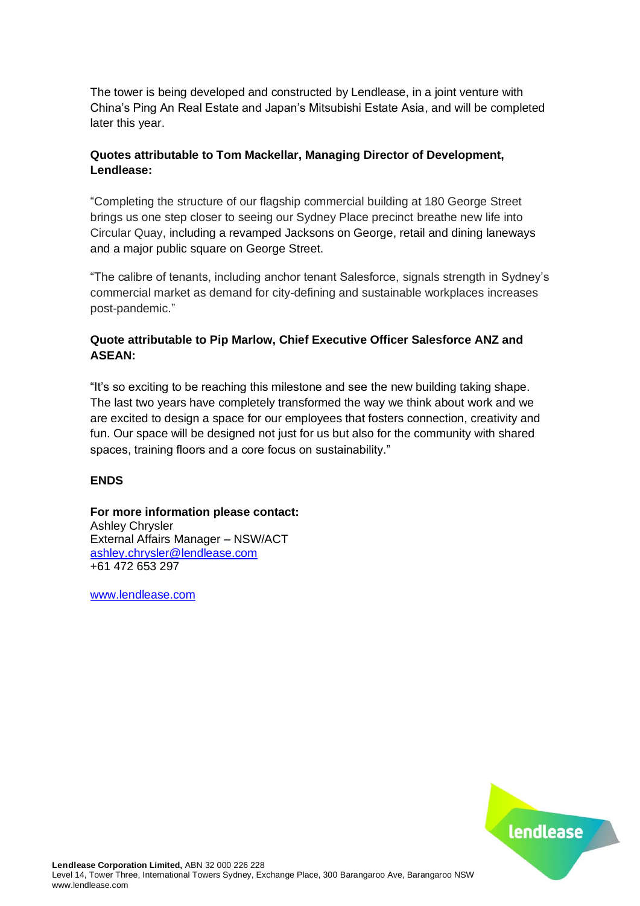The tower is being developed and constructed by Lendlease, in a joint venture with China's Ping An Real Estate and Japan's Mitsubishi Estate Asia, and will be completed later this year.

**Quotes attributable to Tom Mackellar, Managing Director of Development, Lendlease:**

"Completing the structure of our flagship commercial building at 180 George Street brings us one step closer to seeing our Sydney Place precinct breathe new life into Circular Quay, including a revamped Jacksons on George, retail and dining laneways and a major public square on George Street.

"The calibre of tenants, including anchor tenant Salesforce, signals strength in Sydney's commercial market as demand for city-defining and sustainable workplaces increases post-pandemic."

**Quote attributable to Pip Marlow, Chief Executive Officer Salesforce ANZ and ASEAN:**

"It's so exciting to be reaching this milestone and see the new building taking shape. The last two years have completely transformed the way we think about work and we are excited to design a space for our employees that fosters connection, creativity and fun. Our space will be designed not just for us but also for the community with shared spaces, training floors and a core focus on sustainability."

**ENDS**

**For more information please contact:**
Ashley Chrysler
External Affairs Manager – NSW/ACT
ashley.chrysler@lendlease.com
+61 472 653 297

www.lendlease.com

**Lendlease Corporation Limited,** ABN 32 000 226 228
Level 14, Tower Three, International Towers Sydney, Exchange Place, 300 Barangaroo Ave, Barangaroo NSW
www.lendlease.com